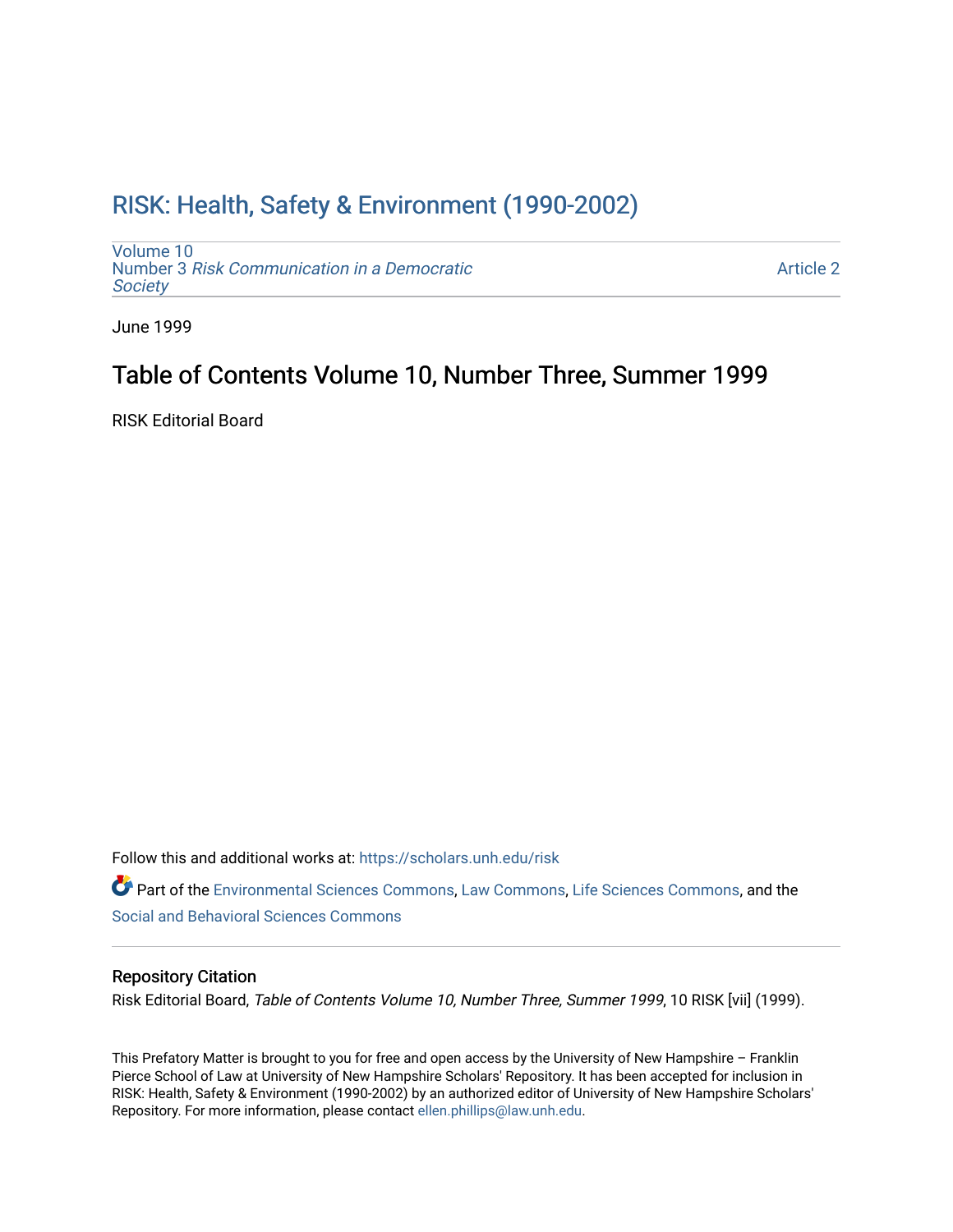# RISK: Health, Safety & Environment (1990-2002)

Volume 10
Number 3 *Risk Communication in a Democratic Society*

Article 2

June 1999

## Table of Contents Volume 10, Number Three, Summer 1999

RISK Editorial Board

Follow this and additional works at: https://scholars.unh.edu/risk

Part of the Environmental Sciences Commons, Law Commons, Life Sciences Commons, and the Social and Behavioral Sciences Commons

### Repository Citation

Risk Editorial Board, *Table of Contents Volume 10, Number Three, Summer 1999*, 10 RISK [vii] (1999).

This Prefatory Matter is brought to you for free and open access by the University of New Hampshire – Franklin Pierce School of Law at University of New Hampshire Scholars' Repository. It has been accepted for inclusion in RISK: Health, Safety & Environment (1990-2002) by an authorized editor of University of New Hampshire Scholars' Repository. For more information, please contact ellen.phillips@law.unh.edu.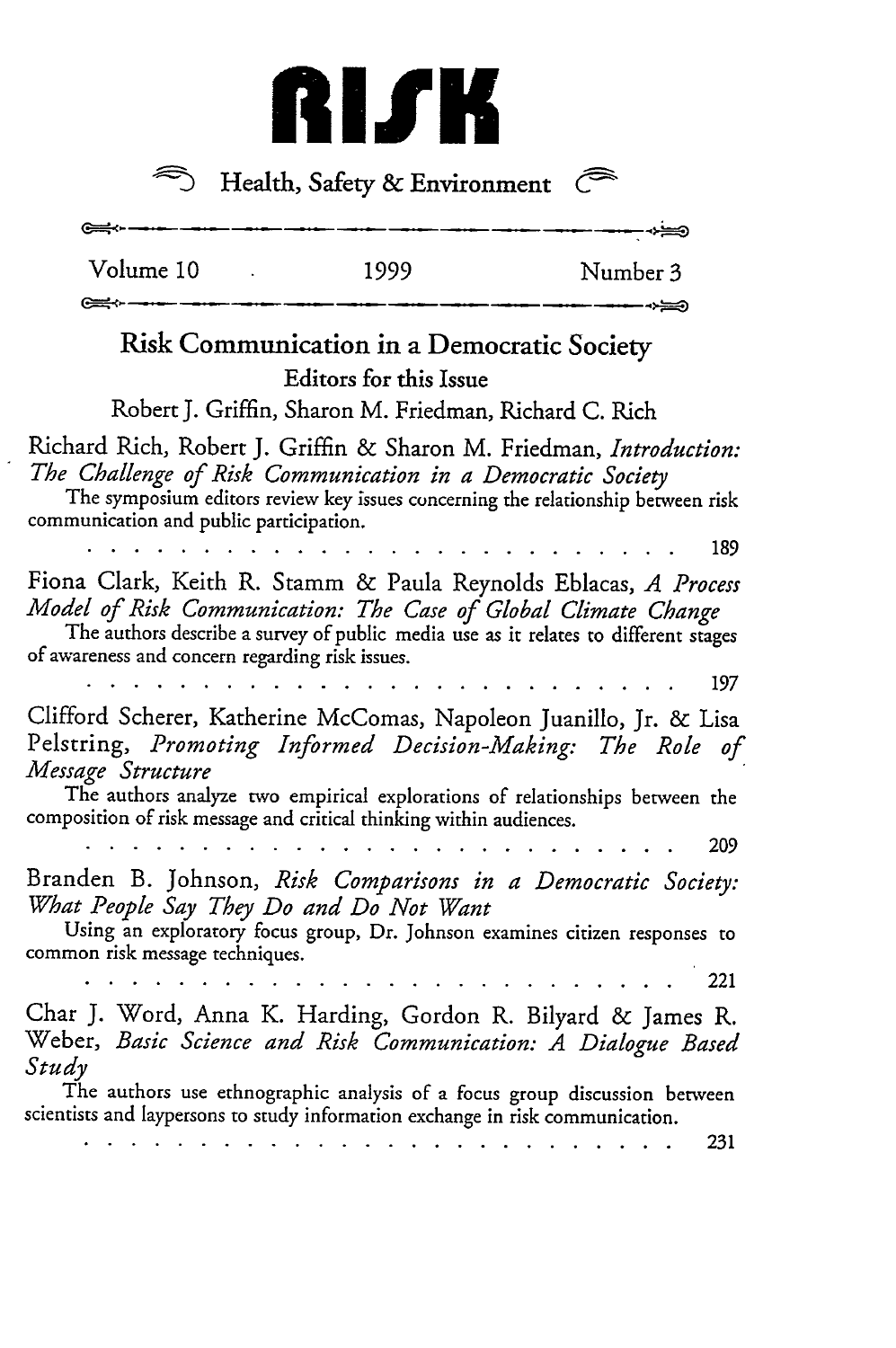# RISK

## Health, Safety & Environment

Volume 10 · 1999 · Number 3

## Risk Communication in a Democratic Society

### Editors for this Issue

Robert J. Griffin, Sharon M. Friedman, Richard C. Rich

Richard Rich, Robert J. Griffin & Sharon M. Friedman, *Introduction: The Challenge of Risk Communication in a Democratic Society*

The symposium editors review key issues concerning the relationship between risk communication and public participation.

. . . . . . . . . . . . . . . . . . . . . . . . . . . . 189

Fiona Clark, Keith R. Stamm & Paula Reynolds Eblacas, *A Process Model of Risk Communication: The Case of Global Climate Change*

The authors describe a survey of public media use as it relates to different stages of awareness and concern regarding risk issues.

. . . . . . . . . . . . . . . . . . . . . . . . . . . . 197

Clifford Scherer, Katherine McComas, Napoleon Juanillo, Jr. & Lisa Pelstring, *Promoting Informed Decision-Making: The Role of Message Structure*

The authors analyze two empirical explorations of relationships between the composition of risk message and critical thinking within audiences.

. . . . . . . . . . . . . . . . . . . . . . . . . . . . 209

Branden B. Johnson, *Risk Comparisons in a Democratic Society: What People Say They Do and Do Not Want*

Using an exploratory focus group, Dr. Johnson examines citizen responses to common risk message techniques.

. . . . . . . . . . . . . . . . . . . . . . . . . . . . 221

Char J. Word, Anna K. Harding, Gordon R. Bilyard & James R. Weber, *Basic Science and Risk Communication: A Dialogue Based Study*

The authors use ethnographic analysis of a focus group discussion between scientists and laypersons to study information exchange in risk communication.

. . . . . . . . . . . . . . . . . . . . . . . . . . . . 231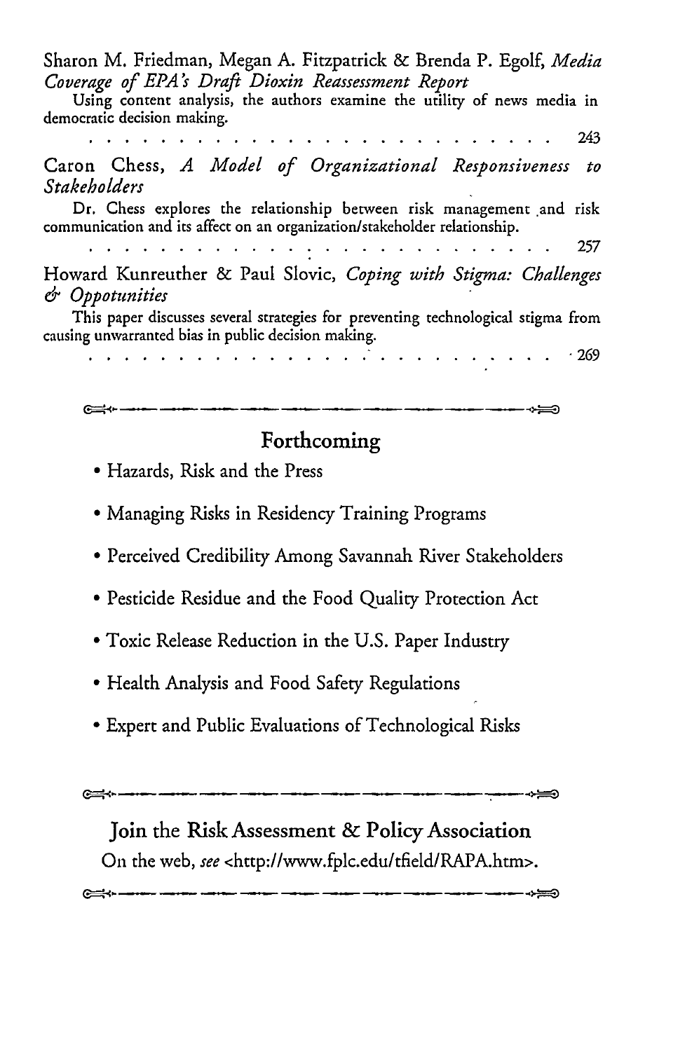Sharon M. Friedman, Megan A. Fitzpatrick & Brenda P. Egolf, *Media Coverage of EPA's Draft Dioxin Reassessment Report*

Using content analysis, the authors examine the utility of news media in democratic decision making.

. . . . . . . . . . . . . . . . . . . . . . . . . . . 243

Caron Chess, *A Model of Organizational Responsiveness to Stakeholders*

Dr. Chess explores the relationship between risk management and risk communication and its affect on an organization/stakeholder relationship.

. . . . . . . . . . . . . . . . . . . . . . . . . . . 257

Howard Kunreuther & Paul Slovic, *Coping with Stigma: Challenges & Opportunities*

This paper discusses several strategies for preventing technological stigma from causing unwarranted bias in public decision making.

. . . . . . . . . . . . . . . . . . . . . . . . . . . 269

## Forthcoming

- Hazards, Risk and the Press
- Managing Risks in Residency Training Programs
- Perceived Credibility Among Savannah River Stakeholders
- Pesticide Residue and the Food Quality Protection Act
- Toxic Release Reduction in the U.S. Paper Industry
- Health Analysis and Food Safety Regulations
- Expert and Public Evaluations of Technological Risks

## Join the Risk Assessment & Policy Association

On the web, *see* <http://www.fplc.edu/tfield/RAPA.htm>.